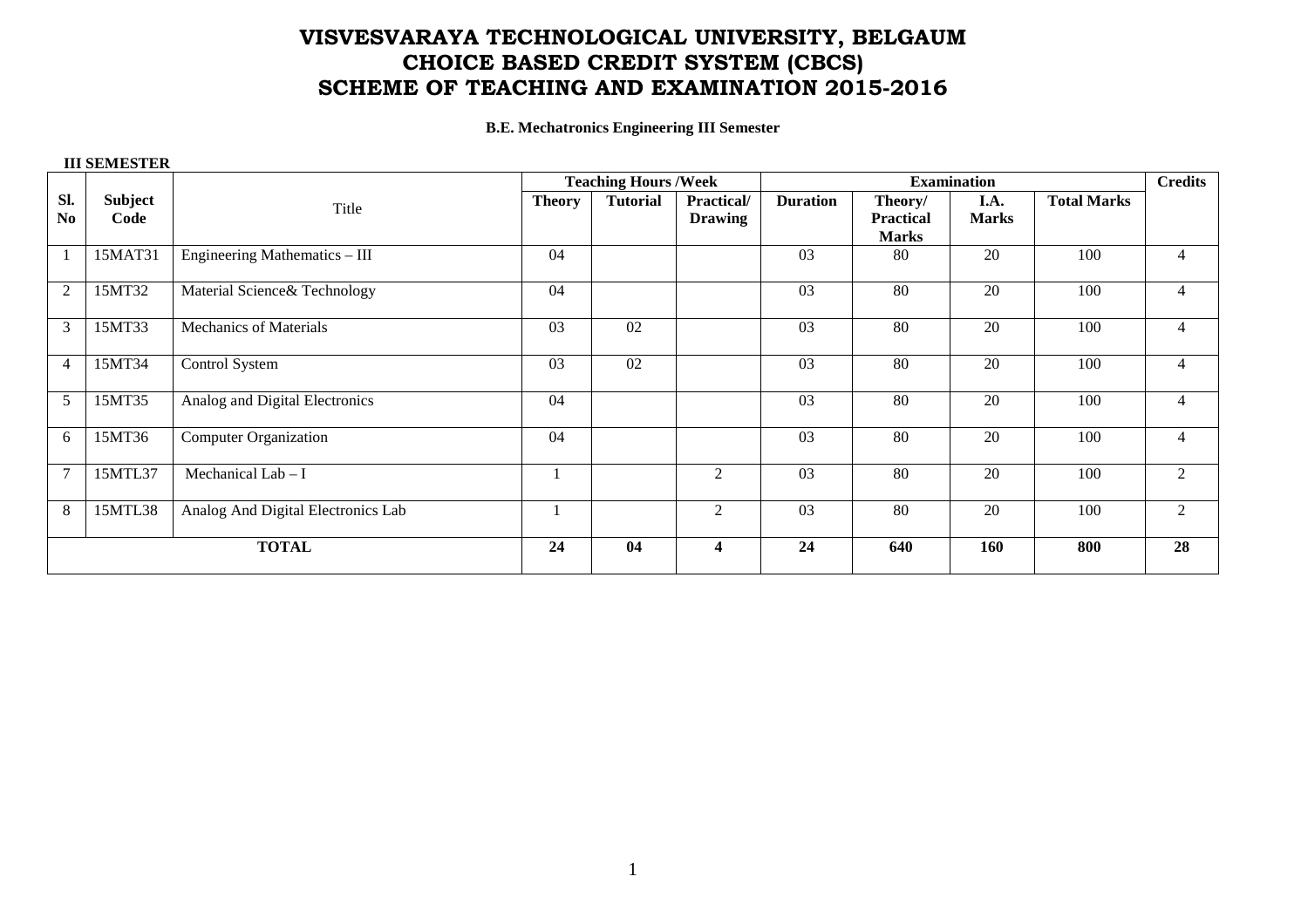# VISVESVARAYA TECHNOLOGICAL UNIVERSITY, BELGAUM
# CHOICE BASED CREDIT SYSTEM (CBCS)
# SCHEME OF TEACHING AND EXAMINATION 2015-2016

**B.E. Mechatronics Engineering III Semester**

**III SEMESTER**

| Sl. No | Subject Code | Title | Teaching Hours /Week | | | Examination | | | | Credits |
|---|---|---|---|---|---|---|---|---|---|---|
| | | | Theory | Tutorial | Practical/ Drawing | Duration | Theory/ Practical Marks | I.A. Marks | Total Marks | |
| 1 | 15MAT31 | Engineering Mathematics – III | 04 | | | 03 | 80 | 20 | 100 | 4 |
| 2 | 15MT32 | Material Science& Technology | 04 | | | 03 | 80 | 20 | 100 | 4 |
| 3 | 15MT33 | Mechanics of Materials | 03 | 02 | | 03 | 80 | 20 | 100 | 4 |
| 4 | 15MT34 | Control System | 03 | 02 | | 03 | 80 | 20 | 100 | 4 |
| 5 | 15MT35 | Analog and Digital Electronics | 04 | | | 03 | 80 | 20 | 100 | 4 |
| 6 | 15MT36 | Computer Organization | 04 | | | 03 | 80 | 20 | 100 | 4 |
| 7 | 15MTL37 | Mechanical Lab – I | 1 | | 2 | 03 | 80 | 20 | 100 | 2 |
| 8 | 15MTL38 | Analog And Digital Electronics Lab | 1 | | 2 | 03 | 80 | 20 | 100 | 2 |
| **TOTAL** | | | **24** | **04** | **4** | **24** | **640** | **160** | **800** | **28** |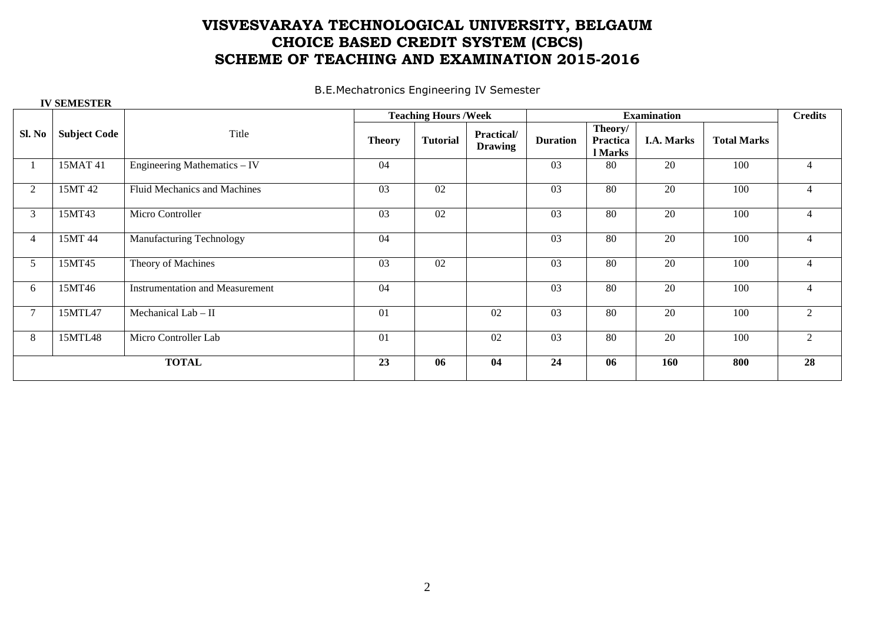# VISVESVARAYA TECHNOLOGICAL UNIVERSITY, BELGAUM
## CHOICE BASED CREDIT SYSTEM (CBCS)
## SCHEME OF TEACHING AND EXAMINATION 2015-2016

B.E.Mechatronics Engineering IV Semester

**IV SEMESTER**

| Sl. No | Subject Code | Title | Teaching Hours /Week | | | Examination | | | | Credits |
|---|---|---|---|---|---|---|---|---|---|---|
| | | | Theory | Tutorial | Practical/ Drawing | Duration | Theory/ Practical Marks | I.A. Marks | Total Marks | |
| 1 | 15MAT 41 | Engineering Mathematics – IV | 04 | | | 03 | 80 | 20 | 100 | 4 |
| 2 | 15MT 42 | Fluid Mechanics and Machines | 03 | 02 | | 03 | 80 | 20 | 100 | 4 |
| 3 | 15MT43 | Micro Controller | 03 | 02 | | 03 | 80 | 20 | 100 | 4 |
| 4 | 15MT 44 | Manufacturing Technology | 04 | | | 03 | 80 | 20 | 100 | 4 |
| 5 | 15MT45 | Theory of Machines | 03 | 02 | | 03 | 80 | 20 | 100 | 4 |
| 6 | 15MT46 | Instrumentation and Measurement | 04 | | | 03 | 80 | 20 | 100 | 4 |
| 7 | 15MTL47 | Mechanical Lab – II | 01 | | 02 | 03 | 80 | 20 | 100 | 2 |
| 8 | 15MTL48 | Micro Controller Lab | 01 | | 02 | 03 | 80 | 20 | 100 | 2 |
| **TOTAL** | | | **23** | **06** | **04** | **24** | **06** | **160** | **800** | **28** |